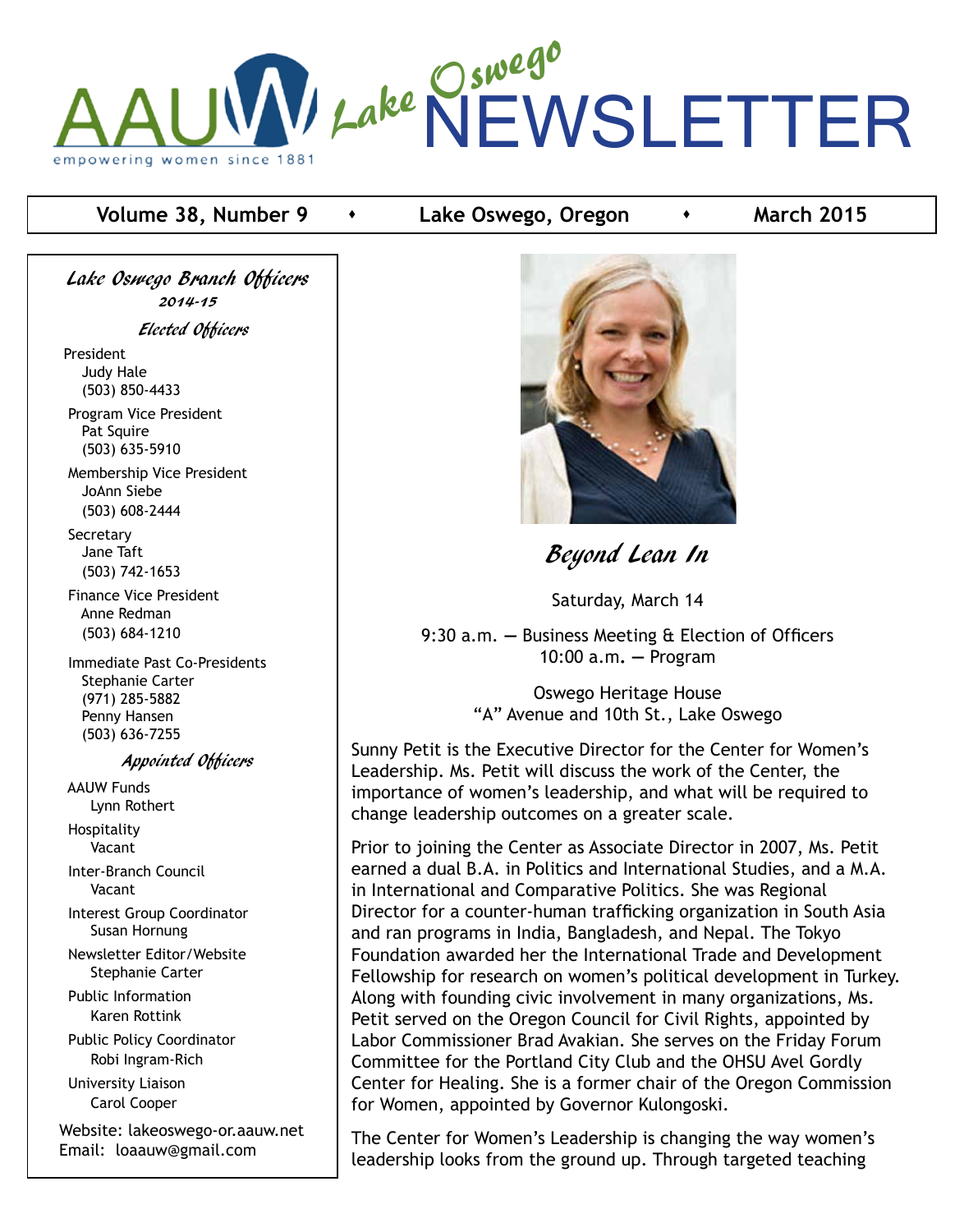# AAUW Lake Oswego NEWSLETTER

empowering women since 1881

**Volume 38, Number 9 • Lake Oswego, Oregon • March 2015**

## *Lake Oswego Branch Officers*
*2014-15*

### *Elected Officers*

President
Judy Hale
(503) 850-4433

Program Vice President
Pat Squire
(503) 635-5910

Membership Vice President
JoAnn Siebe
(503) 608-2444

Secretary
Jane Taft
(503) 742-1653

Finance Vice President
Anne Redman
(503) 684-1210

Immediate Past Co-Presidents
Stephanie Carter
(971) 285-5882
Penny Hansen
(503) 636-7255

### *Appointed Officers*

AAUW Funds
Lynn Rothert

Hospitality
Vacant

Inter-Branch Council
Vacant

Interest Group Coordinator
Susan Hornung

Newsletter Editor/Website
Stephanie Carter

Public Information
Karen Rottink

Public Policy Coordinator
Robi Ingram-Rich

University Liaison
Carol Cooper

Website: lakeoswego-or.aauw.net
Email: loaauw@gmail.com

## *Beyond Lean In*

Saturday, March 14

9:30 a.m. — Business Meeting & Election of Officers
10:00 a.m. — Program

Oswego Heritage House
"A" Avenue and 10th St., Lake Oswego

Sunny Petit is the Executive Director for the Center for Women's Leadership. Ms. Petit will discuss the work of the Center, the importance of women's leadership, and what will be required to change leadership outcomes on a greater scale.

Prior to joining the Center as Associate Director in 2007, Ms. Petit earned a dual B.A. in Politics and International Studies, and a M.A. in International and Comparative Politics. She was Regional Director for a counter-human trafficking organization in South Asia and ran programs in India, Bangladesh, and Nepal. The Tokyo Foundation awarded her the International Trade and Development Fellowship for research on women's political development in Turkey. Along with founding civic involvement in many organizations, Ms. Petit served on the Oregon Council for Civil Rights, appointed by Labor Commissioner Brad Avakian. She serves on the Friday Forum Committee for the Portland City Club and the OHSU Avel Gordly Center for Healing. She is a former chair of the Oregon Commission for Women, appointed by Governor Kulongoski.

The Center for Women's Leadership is changing the way women's leadership looks from the ground up. Through targeted teaching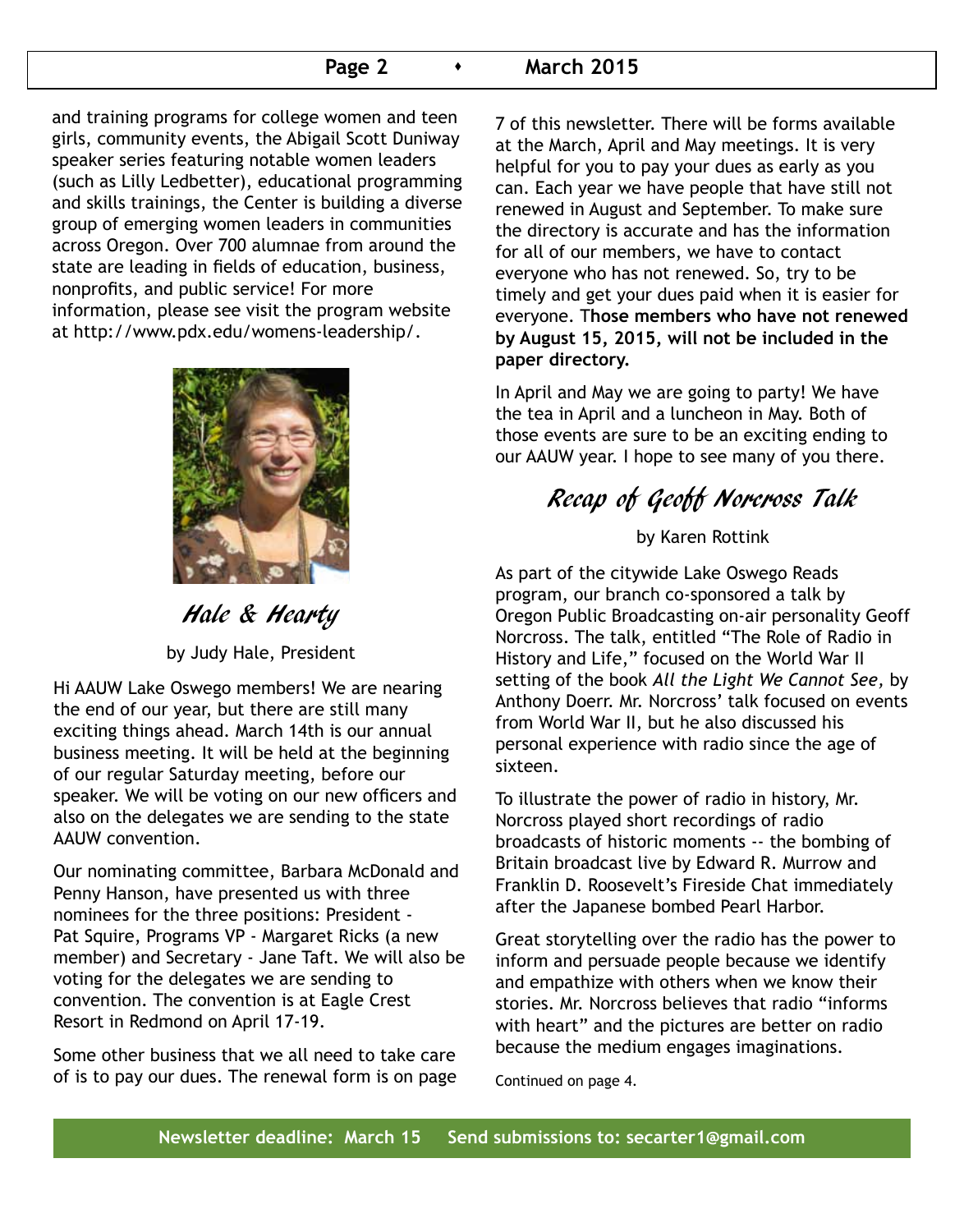and training programs for college women and teen girls, community events, the Abigail Scott Duniway speaker series featuring notable women leaders (such as Lilly Ledbetter), educational programming and skills trainings, the Center is building a diverse group of emerging women leaders in communities across Oregon. Over 700 alumnae from around the state are leading in fields of education, business, nonprofits, and public service! For more information, please see visit the program website at http://www.pdx.edu/womens-leadership/.

## *Hale & Hearty*

by Judy Hale, President

Hi AAUW Lake Oswego members! We are nearing the end of our year, but there are still many exciting things ahead. March 14th is our annual business meeting. It will be held at the beginning of our regular Saturday meeting, before our speaker. We will be voting on our new officers and also on the delegates we are sending to the state AAUW convention.

Our nominating committee, Barbara McDonald and Penny Hanson, have presented us with three nominees for the three positions: President - Pat Squire, Programs VP - Margaret Ricks (a new member) and Secretary - Jane Taft. We will also be voting for the delegates we are sending to convention. The convention is at Eagle Crest Resort in Redmond on April 17-19.

Some other business that we all need to take care of is to pay our dues. The renewal form is on page 7 of this newsletter. There will be forms available at the March, April and May meetings. It is very helpful for you to pay your dues as early as you can. Each year we have people that have still not renewed in August and September. To make sure the directory is accurate and has the information for all of our members, we have to contact everyone who has not renewed. So, try to be timely and get your dues paid when it is easier for everyone. T**hose members who have not renewed by August 15, 2015, will not be included in the paper directory.**

In April and May we are going to party! We have the tea in April and a luncheon in May. Both of those events are sure to be an exciting ending to our AAUW year. I hope to see many of you there.

## *Recap of Geoff Norcross Talk*

by Karen Rottink

As part of the citywide Lake Oswego Reads program, our branch co-sponsored a talk by Oregon Public Broadcasting on-air personality Geoff Norcross. The talk, entitled "The Role of Radio in History and Life," focused on the World War II setting of the book *All the Light We Cannot See*, by Anthony Doerr. Mr. Norcross' talk focused on events from World War II, but he also discussed his personal experience with radio since the age of sixteen.

To illustrate the power of radio in history, Mr. Norcross played short recordings of radio broadcasts of historic moments -- the bombing of Britain broadcast live by Edward R. Murrow and Franklin D. Roosevelt's Fireside Chat immediately after the Japanese bombed Pearl Harbor.

Great storytelling over the radio has the power to inform and persuade people because we identify and empathize with others when we know their stories. Mr. Norcross believes that radio "informs with heart" and the pictures are better on radio because the medium engages imaginations.

Continued on page 4.

**Newsletter deadline: March 15 Send submissions to: secarter1@gmail.com**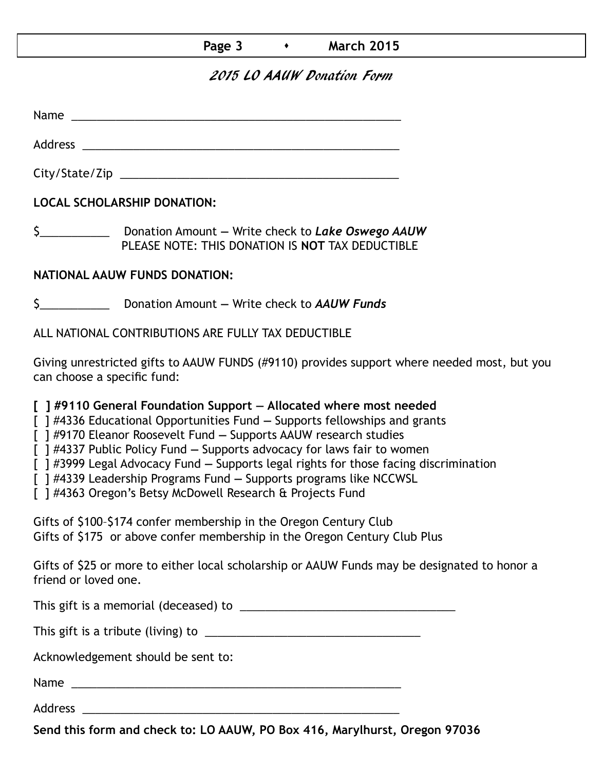## *2015 LO AAUW Donation Form*

Name \_\_\_\_\_\_\_\_\_\_\_\_\_\_\_\_\_\_\_\_\_\_\_\_\_\_\_\_\_\_\_\_\_\_\_\_\_\_\_\_\_\_\_\_\_\_\_\_\_\_\_\_

Address \_\_\_\_\_\_\_\_\_\_\_\_\_\_\_\_\_\_\_\_\_\_\_\_\_\_\_\_\_\_\_\_\_\_\_\_\_\_\_\_\_\_\_\_\_\_\_\_\_\_

City/State/Zip \_\_\_\_\_\_\_\_\_\_\_\_\_\_\_\_\_\_\_\_\_\_\_\_\_\_\_\_\_\_\_\_\_\_\_\_\_\_\_\_\_\_\_\_

**LOCAL SCHOLARSHIP DONATION:**

$\_\_\_\_\_\_\_\_\_\_\_ Donation Amount — Write check to ***Lake Oswego AAUW***
PLEASE NOTE: THIS DONATION IS **NOT** TAX DEDUCTIBLE

**NATIONAL AAUW FUNDS DONATION:**

$\_\_\_\_\_\_\_\_\_\_\_ Donation Amount — Write check to ***AAUW Funds***

ALL NATIONAL CONTRIBUTIONS ARE FULLY TAX DEDUCTIBLE

Giving unrestricted gifts to AAUW FUNDS (#9110) provides support where needed most, but you can choose a specific fund:

**[ ] #9110 General Foundation Support — Allocated where most needed**
[ ] #4336 Educational Opportunities Fund — Supports fellowships and grants
[ ] #9170 Eleanor Roosevelt Fund — Supports AAUW research studies
[ ] #4337 Public Policy Fund — Supports advocacy for laws fair to women
[ ] #3999 Legal Advocacy Fund — Supports legal rights for those facing discrimination
[ ] #4339 Leadership Programs Fund — Supports programs like NCCWSL
[ ] #4363 Oregon's Betsy McDowell Research & Projects Fund

Gifts of $100–$174 confer membership in the Oregon Century Club
Gifts of $175 or above confer membership in the Oregon Century Club Plus

Gifts of $25 or more to either local scholarship or AAUW Funds may be designated to honor a friend or loved one.

This gift is a memorial (deceased) to \_\_\_\_\_\_\_\_\_\_\_\_\_\_\_\_\_\_\_\_\_\_\_\_\_\_\_\_\_\_\_\_\_\_\_

This gift is a tribute (living) to \_\_\_\_\_\_\_\_\_\_\_\_\_\_\_\_\_\_\_\_\_\_\_\_\_\_\_\_\_\_\_\_\_\_\_

Acknowledgement should be sent to:

Name \_\_\_\_\_\_\_\_\_\_\_\_\_\_\_\_\_\_\_\_\_\_\_\_\_\_\_\_\_\_\_\_\_\_\_\_\_\_\_\_\_\_\_\_\_\_\_\_\_\_\_\_

Address \_\_\_\_\_\_\_\_\_\_\_\_\_\_\_\_\_\_\_\_\_\_\_\_\_\_\_\_\_\_\_\_\_\_\_\_\_\_\_\_\_\_\_\_\_\_\_\_\_\_

**Send this form and check to: LO AAUW, PO Box 416, Marylhurst, Oregon 97036**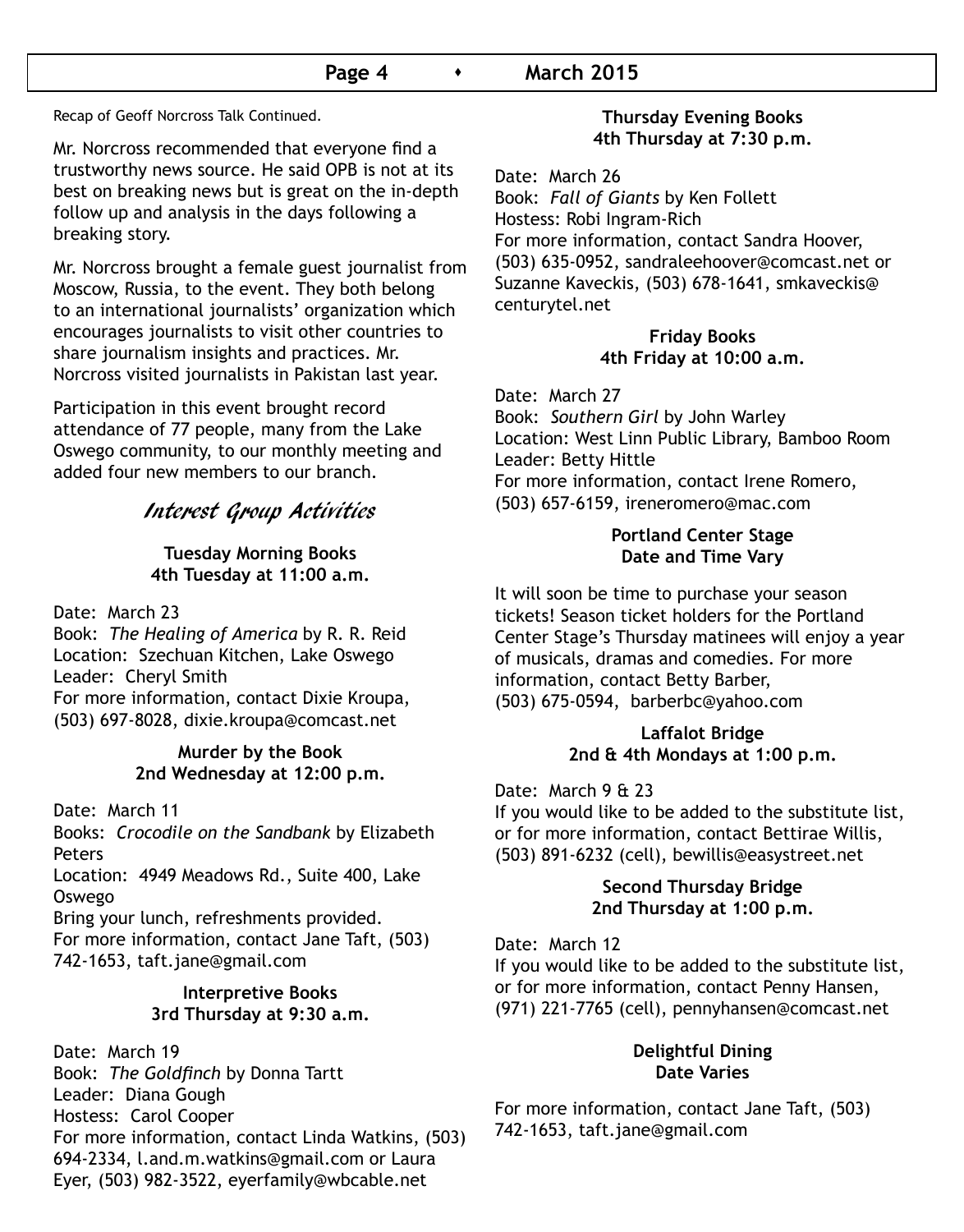Recap of Geoff Norcross Talk Continued.

Mr. Norcross recommended that everyone find a trustworthy news source. He said OPB is not at its best on breaking news but is great on the in-depth follow up and analysis in the days following a breaking story.

Mr. Norcross brought a female guest journalist from Moscow, Russia, to the event. They both belong to an international journalists' organization which encourages journalists to visit other countries to share journalism insights and practices. Mr. Norcross visited journalists in Pakistan last year.

Participation in this event brought record attendance of 77 people, many from the Lake Oswego community, to our monthly meeting and added four new members to our branch.

## *Interest Group Activities*

**Tuesday Morning Books**
**4th Tuesday at 11:00 a.m.**

Date: March 23
Book: *The Healing of America* by R. R. Reid
Location: Szechuan Kitchen, Lake Oswego
Leader: Cheryl Smith
For more information, contact Dixie Kroupa, (503) 697-8028, dixie.kroupa@comcast.net

**Murder by the Book**
**2nd Wednesday at 12:00 p.m.**

Date: March 11
Books: *Crocodile on the Sandbank* by Elizabeth Peters
Location: 4949 Meadows Rd., Suite 400, Lake Oswego
Bring your lunch, refreshments provided.
For more information, contact Jane Taft, (503) 742-1653, taft.jane@gmail.com

**Interpretive Books**
**3rd Thursday at 9:30 a.m.**

Date: March 19
Book: *The Goldfinch* by Donna Tartt
Leader: Diana Gough
Hostess: Carol Cooper
For more information, contact Linda Watkins, (503) 694-2334, l.and.m.watkins@gmail.com or Laura Eyer, (503) 982-3522, eyerfamily@wbcable.net

**Thursday Evening Books**
**4th Thursday at 7:30 p.m.**

Date: March 26
Book: *Fall of Giants* by Ken Follett
Hostess: Robi Ingram-Rich
For more information, contact Sandra Hoover, (503) 635-0952, sandraleehoover@comcast.net or Suzanne Kaveckis, (503) 678-1641, smkaveckis@centurytel.net

**Friday Books**
**4th Friday at 10:00 a.m.**

Date: March 27
Book: *Southern Girl* by John Warley
Location: West Linn Public Library, Bamboo Room
Leader: Betty Hittle
For more information, contact Irene Romero, (503) 657-6159, ireneromero@mac.com

**Portland Center Stage**
**Date and Time Vary**

It will soon be time to purchase your season tickets! Season ticket holders for the Portland Center Stage's Thursday matinees will enjoy a year of musicals, dramas and comedies. For more information, contact Betty Barber, (503) 675-0594, barberbc@yahoo.com

**Laffalot Bridge**
**2nd & 4th Mondays at 1:00 p.m.**

Date: March 9 & 23
If you would like to be added to the substitute list, or for more information, contact Bettirae Willis, (503) 891-6232 (cell), bewillis@easystreet.net

**Second Thursday Bridge**
**2nd Thursday at 1:00 p.m.**

Date: March 12
If you would like to be added to the substitute list, or for more information, contact Penny Hansen, (971) 221-7765 (cell), pennyhansen@comcast.net

**Delightful Dining**
**Date Varies**

For more information, contact Jane Taft, (503) 742-1653, taft.jane@gmail.com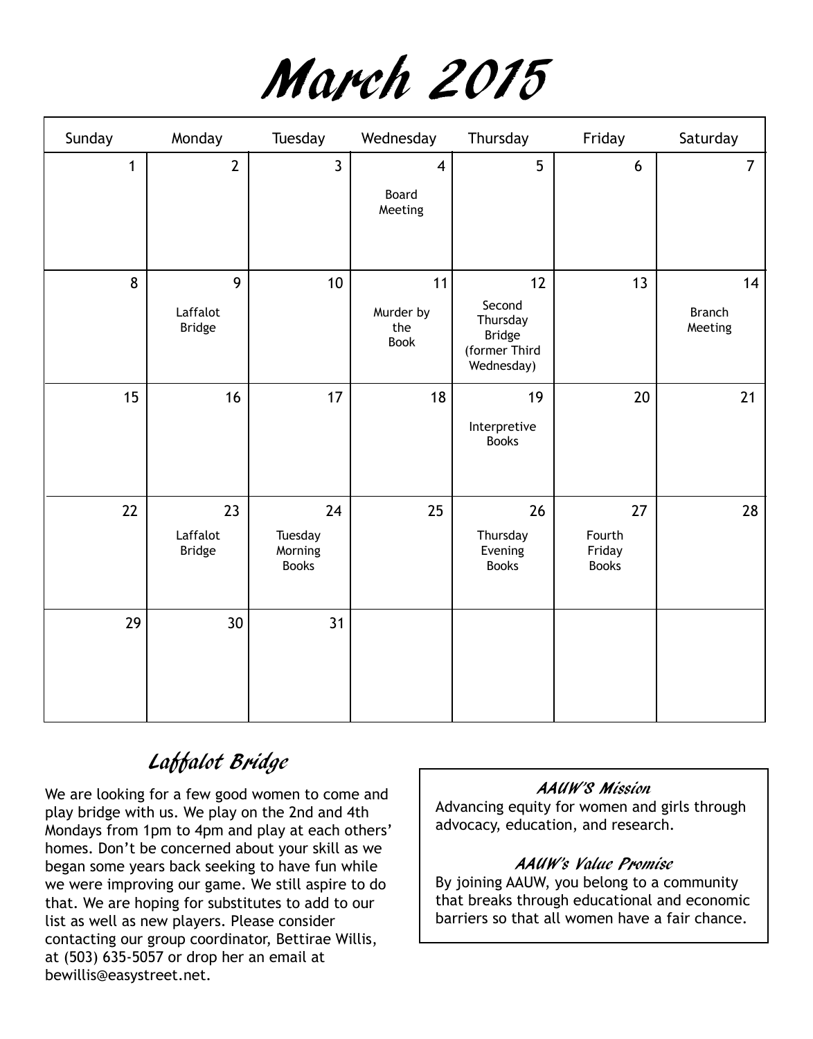# March 2015

| Sunday | Monday | Tuesday | Wednesday | Thursday | Friday | Saturday |
|---|---|---|---|---|---|---|
| 1 | 2 | 3 | 4<br>Board Meeting | 5 | 6 | 7 |
| 8 | 9<br>Laffalot Bridge | 10 | 11<br>Murder by the Book | 12<br>Second Thursday Bridge (former Third Wednesday) | 13 | 14<br>Branch Meeting |
| 15 | 16 | 17 | 18 | 19<br>Interpretive Books | 20 | 21 |
| 22 | 23<br>Laffalot Bridge | 24<br>Tuesday Morning Books | 25 | 26<br>Thursday Evening Books | 27<br>Fourth Friday Books | 28 |
| 29 | 30 | 31 | | | | |

## Laffalot Bridge

We are looking for a few good women to come and play bridge with us. We play on the 2nd and 4th Mondays from 1pm to 4pm and play at each others' homes. Don't be concerned about your skill as we began some years back seeking to have fun while we were improving our game. We still aspire to do that. We are hoping for substitutes to add to our list as well as new players. Please consider contacting our group coordinator, Bettirae Willis, at (503) 635-5057 or drop her an email at bewillis@easystreet.net.

### AAUW'S Mission

Advancing equity for women and girls through advocacy, education, and research.

### AAUW's Value Promise

By joining AAUW, you belong to a community that breaks through educational and economic barriers so that all women have a fair chance.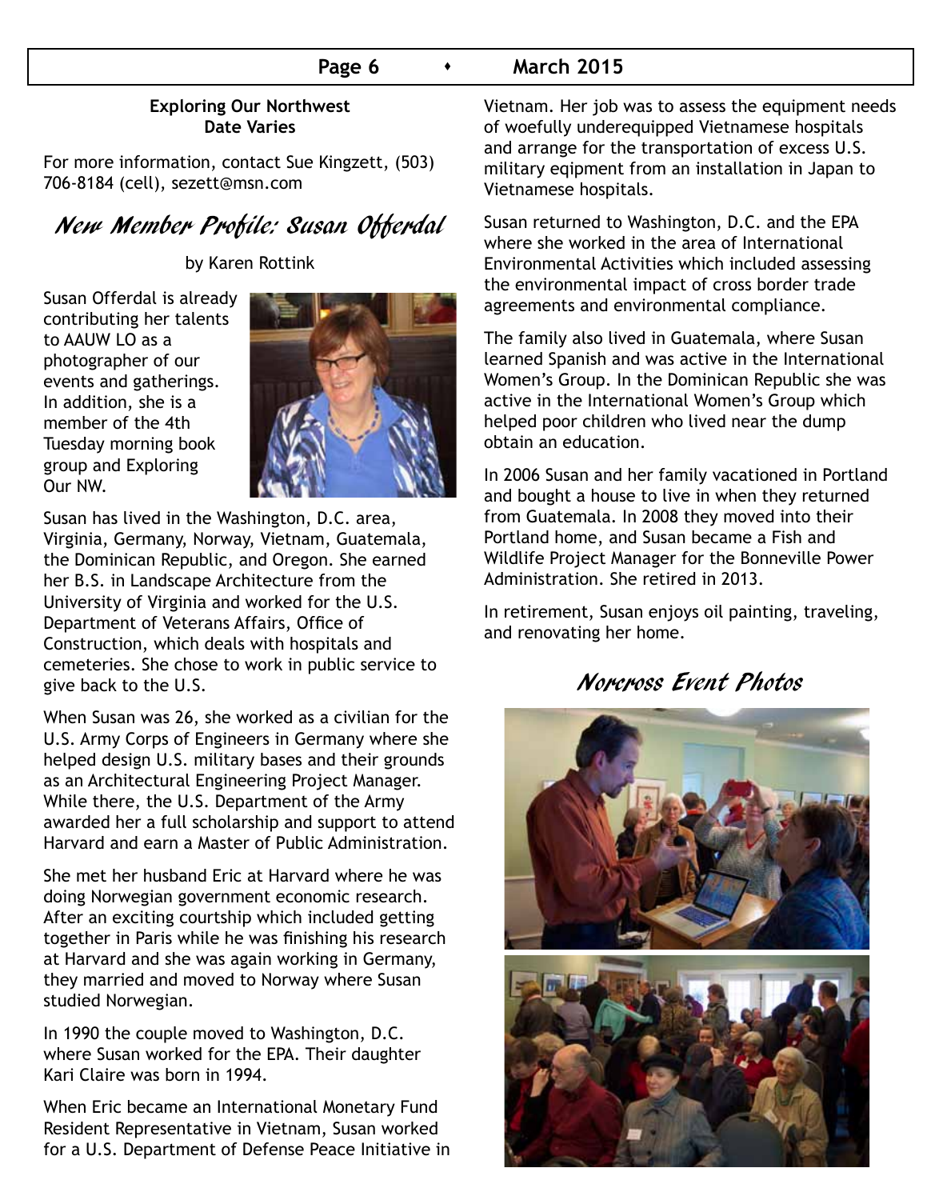**Exploring Our Northwest**
**Date Varies**

For more information, contact Sue Kingzett, (503) 706-8184 (cell), sezett@msn.com

## New Member Profile: Susan Offerdal

by Karen Rottink

Susan Offerdal is already contributing her talents to AAUW LO as a photographer of our events and gatherings. In addition, she is a member of the 4th Tuesday morning book group and Exploring Our NW.

Susan has lived in the Washington, D.C. area, Virginia, Germany, Norway, Vietnam, Guatemala, the Dominican Republic, and Oregon. She earned her B.S. in Landscape Architecture from the University of Virginia and worked for the U.S. Department of Veterans Affairs, Office of Construction, which deals with hospitals and cemeteries. She chose to work in public service to give back to the U.S.

When Susan was 26, she worked as a civilian for the U.S. Army Corps of Engineers in Germany where she helped design U.S. military bases and their grounds as an Architectural Engineering Project Manager. While there, the U.S. Department of the Army awarded her a full scholarship and support to attend Harvard and earn a Master of Public Administration.

She met her husband Eric at Harvard where he was doing Norwegian government economic research. After an exciting courtship which included getting together in Paris while he was finishing his research at Harvard and she was again working in Germany, they married and moved to Norway where Susan studied Norwegian.

In 1990 the couple moved to Washington, D.C. where Susan worked for the EPA. Their daughter Kari Claire was born in 1994.

When Eric became an International Monetary Fund Resident Representative in Vietnam, Susan worked for a U.S. Department of Defense Peace Initiative in Vietnam. Her job was to assess the equipment needs of woefully underequipped Vietnamese hospitals and arrange for the transportation of excess U.S. military eqipment from an installation in Japan to Vietnamese hospitals.

Susan returned to Washington, D.C. and the EPA where she worked in the area of International Environmental Activities which included assessing the environmental impact of cross border trade agreements and environmental compliance.

The family also lived in Guatemala, where Susan learned Spanish and was active in the International Women's Group. In the Dominican Republic she was active in the International Women's Group which helped poor children who lived near the dump obtain an education.

In 2006 Susan and her family vacationed in Portland and bought a house to live in when they returned from Guatemala. In 2008 they moved into their Portland home, and Susan became a Fish and Wildlife Project Manager for the Bonneville Power Administration. She retired in 2013.

In retirement, Susan enjoys oil painting, traveling, and renovating her home.

## Norcross Event Photos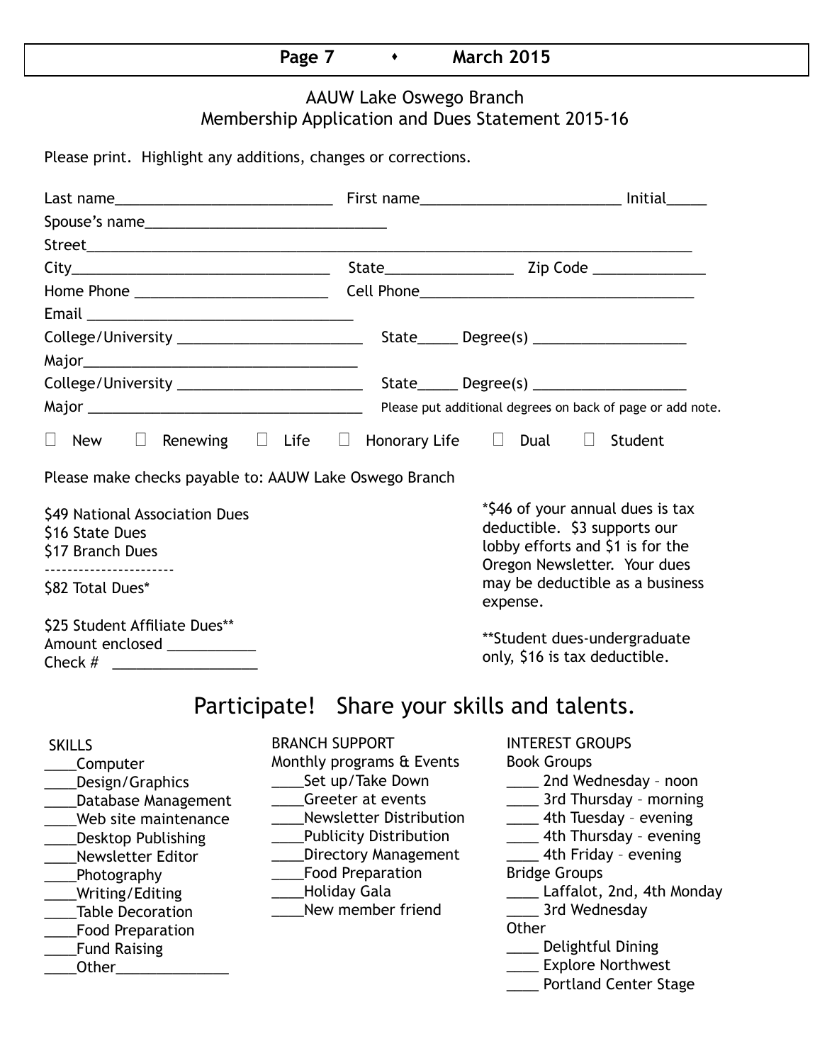## AAUW Lake Oswego Branch
## Membership Application and Dues Statement 2015-16

Please print. Highlight any additions, changes or corrections.

Last name___________________________ First name_________________________ Initial_____

Spouse's name______________________________

Street____________________________________________________________________________

City_______________________________ State________________ Zip Code ______________

Home Phone ________________________ Cell Phone___________________________________

Email _________________________________

College/University _______________________ State_____ Degree(s) ___________________

Major___________________________________

College/University _______________________ State_____ Degree(s) ___________________

Major ___________________________________ Please put additional degrees on back of page or add note.

☐ New ☐ Renewing ☐ Life ☐ Honorary Life ☐ Dual ☐ Student

Please make checks payable to: AAUW Lake Oswego Branch

$49 National Association Dues
$16 State Dues
$17 Branch Dues
----------------------
$82 Total Dues*

$25 Student Affiliate Dues**
Amount enclosed ___________
Check # __________________

*$46 of your annual dues is tax deductible. $3 supports our lobby efforts and $1 is for the Oregon Newsletter. Your dues may be deductible as a business expense.

**Student dues-undergraduate only, $16 is tax deductible.

## Participate! Share your skills and talents.

SKILLS
____Computer
____Design/Graphics
____Database Management
____Web site maintenance
____Desktop Publishing
____Newsletter Editor
____Photography
____Writing/Editing
____Table Decoration
____Food Preparation
____Fund Raising
____Other______________

BRANCH SUPPORT
Monthly programs & Events
____Set up/Take Down
____Greeter at events
____Newsletter Distribution
____Publicity Distribution
____Directory Management
____Food Preparation
____Holiday Gala
____New member friend

INTEREST GROUPS
Book Groups
____ 2nd Wednesday – noon
____ 3rd Thursday – morning
____ 4th Tuesday – evening
____ 4th Thursday – evening
____ 4th Friday – evening
Bridge Groups
____ Laffalot, 2nd, 4th Monday
____ 3rd Wednesday
Other
____ Delightful Dining
____ Explore Northwest
____ Portland Center Stage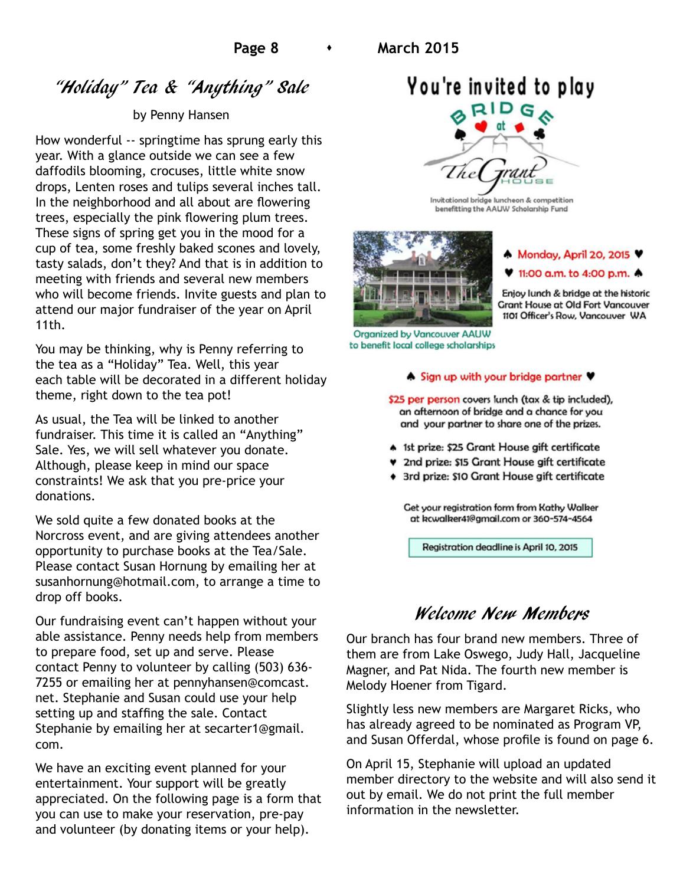## "Holiday" Tea & "Anything" Sale

by Penny Hansen

How wonderful -- springtime has sprung early this year. With a glance outside we can see a few daffodils blooming, crocuses, little white snow drops, Lenten roses and tulips several inches tall. In the neighborhood and all about are flowering trees, especially the pink flowering plum trees. These signs of spring get you in the mood for a cup of tea, some freshly baked scones and lovely, tasty salads, don't they? And that is in addition to meeting with friends and several new members who will become friends. Invite guests and plan to attend our major fundraiser of the year on April 11th.

You may be thinking, why is Penny referring to the tea as a "Holiday" Tea. Well, this year each table will be decorated in a different holiday theme, right down to the tea pot!

As usual, the Tea will be linked to another fundraiser. This time it is called an "Anything" Sale. Yes, we will sell whatever you donate. Although, please keep in mind our space constraints! We ask that you pre-price your donations.

We sold quite a few donated books at the Norcross event, and are giving attendees another opportunity to purchase books at the Tea/Sale. Please contact Susan Hornung by emailing her at susanhornung@hotmail.com, to arrange a time to drop off books.

Our fundraising event can't happen without your able assistance. Penny needs help from members to prepare food, set up and serve. Please contact Penny to volunteer by calling (503) 636-7255 or emailing her at pennyhansen@comcast.net. Stephanie and Susan could use your help setting up and staffing the sale. Contact Stephanie by emailing her at secarter1@gmail.com.

We have an exciting event planned for your entertainment. Your support will be greatly appreciated. On the following page is a form that you can use to make your reservation, pre-pay and volunteer (by donating items or your help).

## You're invited to play BRIDGE at The Grant House

Invitational bridge luncheon & competition benefitting the AAUW Scholarship Fund

♠ Monday, April 20, 2015 ♥

♥ 11:00 a.m. to 4:00 p.m. ♠

Enjoy lunch & bridge at the historic Grant House at Old Fort Vancouver 1101 Officer's Row, Vancouver WA

Organized by Vancouver AAUW to benefit local college scholarships

♠ Sign up with your bridge partner ♥

$25 per person covers lunch (tax & tip included), an afternoon of bridge and a chance for you and your partner to share one of the prizes.

- ♠ 1st prize: $25 Grant House gift certificate
- ♥ 2nd prize: $15 Grant House gift certificate
- ♦ 3rd prize: $10 Grant House gift certificate

Get your registration form from Kathy Walker at kcwalker41@gmail.com or 360-574-4564

Registration deadline is April 10, 2015

## Welcome New Members

Our branch has four brand new members. Three of them are from Lake Oswego, Judy Hall, Jacqueline Magner, and Pat Nida. The fourth new member is Melody Hoener from Tigard.

Slightly less new members are Margaret Ricks, who has already agreed to be nominated as Program VP, and Susan Offerdal, whose profile is found on page 6.

On April 15, Stephanie will upload an updated member directory to the website and will also send it out by email. We do not print the full member information in the newsletter.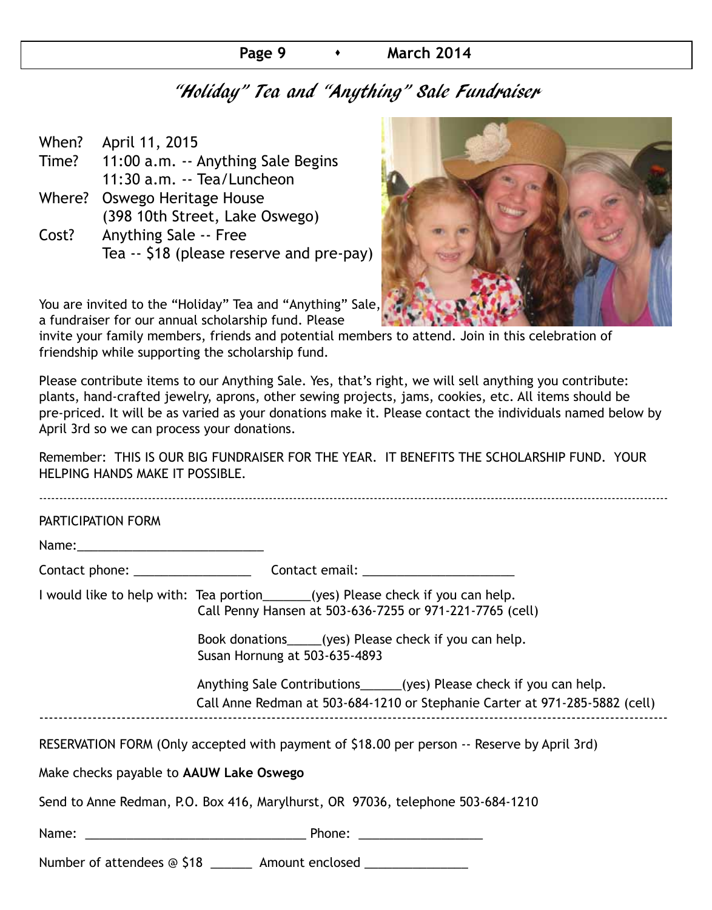# "Holiday" Tea and "Anything" Sale Fundraiser

When? April 11, 2015

Time? 11:00 a.m. -- Anything Sale Begins
11:30 a.m. -- Tea/Luncheon

Where? Oswego Heritage House
(398 10th Street, Lake Oswego)

Cost? Anything Sale -- Free
Tea -- $18 (please reserve and pre-pay)

You are invited to the "Holiday" Tea and "Anything" Sale, a fundraiser for our annual scholarship fund. Please invite your family members, friends and potential members to attend. Join in this celebration of friendship while supporting the scholarship fund.

Please contribute items to our Anything Sale. Yes, that's right, we will sell anything you contribute: plants, hand-crafted jewelry, aprons, other sewing projects, jams, cookies, etc. All items should be pre-priced. It will be as varied as your donations make it. Please contact the individuals named below by April 3rd so we can process your donations.

Remember: THIS IS OUR BIG FUNDRAISER FOR THE YEAR. IT BENEFITS THE SCHOLARSHIP FUND. YOUR HELPING HANDS MAKE IT POSSIBLE.

---

PARTICIPATION FORM

Name:___________________________

Contact phone: _________________ Contact email: ______________________

I would like to help with: Tea portion_______(yes) Please check if you can help.
Call Penny Hansen at 503-636-7255 or 971-221-7765 (cell)

Book donations_____(yes) Please check if you can help.
Susan Hornung at 503-635-4893

Anything Sale Contributions______(yes) Please check if you can help.
Call Anne Redman at 503-684-1210 or Stephanie Carter at 971-285-5882 (cell)

---

RESERVATION FORM (Only accepted with payment of $18.00 per person -- Reserve by April 3rd)

Make checks payable to **AAUW Lake Oswego**

Send to Anne Redman, P.O. Box 416, Marylhurst, OR 97036, telephone 503-684-1210

Name: ________________________________ Phone: __________________

Number of attendees @ $18 ______ Amount enclosed _______________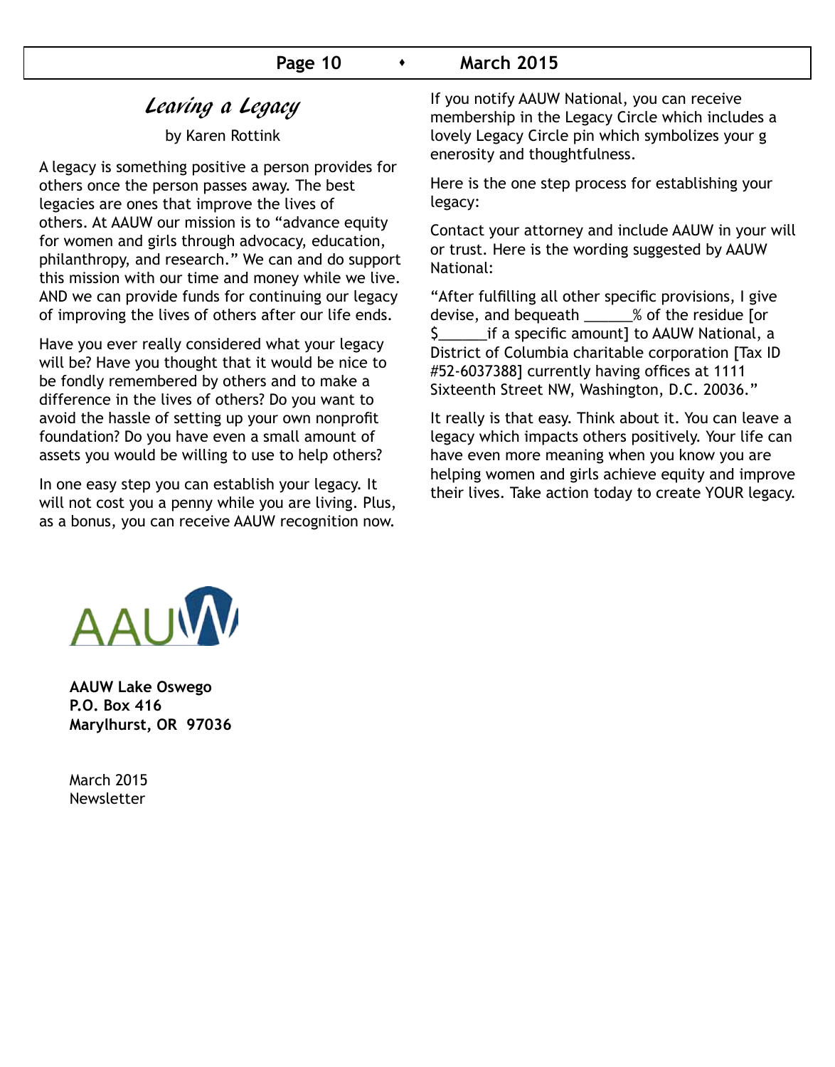## *Leaving a Legacy*

by Karen Rottink

A legacy is something positive a person provides for others once the person passes away. The best legacies are ones that improve the lives of others. At AAUW our mission is to "advance equity for women and girls through advocacy, education, philanthropy, and research." We can and do support this mission with our time and money while we live. AND we can provide funds for continuing our legacy of improving the lives of others after our life ends.

Have you ever really considered what your legacy will be? Have you thought that it would be nice to be fondly remembered by others and to make a difference in the lives of others? Do you want to avoid the hassle of setting up your own nonprofit foundation? Do you have even a small amount of assets you would be willing to use to help others?

In one easy step you can establish your legacy. It will not cost you a penny while you are living. Plus, as a bonus, you can receive AAUW recognition now.

If you notify AAUW National, you can receive membership in the Legacy Circle which includes a lovely Legacy Circle pin which symbolizes your g enerosity and thoughtfulness.

Here is the one step process for establishing your legacy:

Contact your attorney and include AAUW in your will or trust. Here is the wording suggested by AAUW National:

"After fulfilling all other specific provisions, I give devise, and bequeath ______% of the residue [or $______if a specific amount] to AAUW National, a District of Columbia charitable corporation [Tax ID #52-6037388] currently having offices at 1111 Sixteenth Street NW, Washington, D.C. 20036."

It really is that easy. Think about it. You can leave a legacy which impacts others positively. Your life can have even more meaning when you know you are helping women and girls achieve equity and improve their lives. Take action today to create YOUR legacy.

AAUW

**AAUW Lake Oswego**
**P.O. Box 416**
**Marylhurst, OR 97036**

March 2015
Newsletter